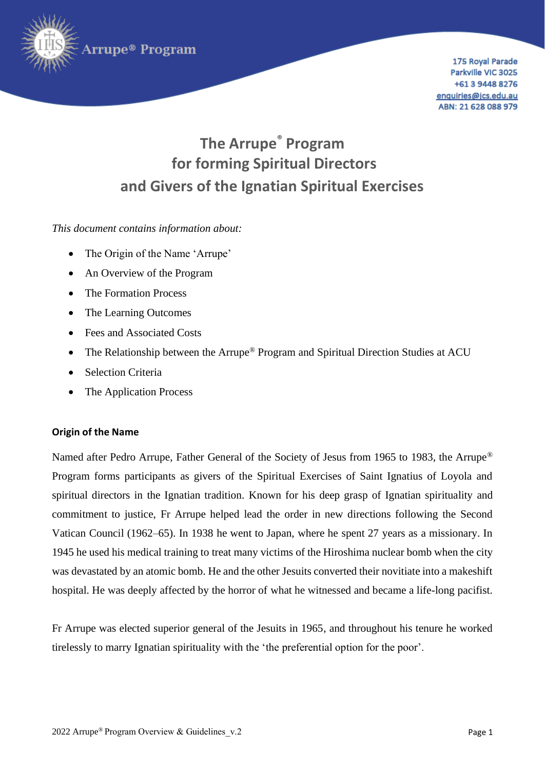Arrupe® Program

175 Royal Parade
Parkville VIC 3025
+61 3 9448 8276
enquiries@jcs.edu.au
ABN: 21 628 088 979

# The Arrupe® Program for forming Spiritual Directors and Givers of the Ignatian Spiritual Exercises

*This document contains information about:*

- The Origin of the Name 'Arrupe'
- An Overview of the Program
- The Formation Process
- The Learning Outcomes
- Fees and Associated Costs
- The Relationship between the Arrupe® Program and Spiritual Direction Studies at ACU
- Selection Criteria
- The Application Process

## Origin of the Name

Named after Pedro Arrupe, Father General of the Society of Jesus from 1965 to 1983, the Arrupe® Program forms participants as givers of the Spiritual Exercises of Saint Ignatius of Loyola and spiritual directors in the Ignatian tradition. Known for his deep grasp of Ignatian spirituality and commitment to justice, Fr Arrupe helped lead the order in new directions following the Second Vatican Council (1962–65). In 1938 he went to Japan, where he spent 27 years as a missionary. In 1945 he used his medical training to treat many victims of the Hiroshima nuclear bomb when the city was devastated by an atomic bomb. He and the other Jesuits converted their novitiate into a makeshift hospital. He was deeply affected by the horror of what he witnessed and became a life-long pacifist.

Fr Arrupe was elected superior general of the Jesuits in 1965, and throughout his tenure he worked tirelessly to marry Ignatian spirituality with the 'the preferential option for the poor'.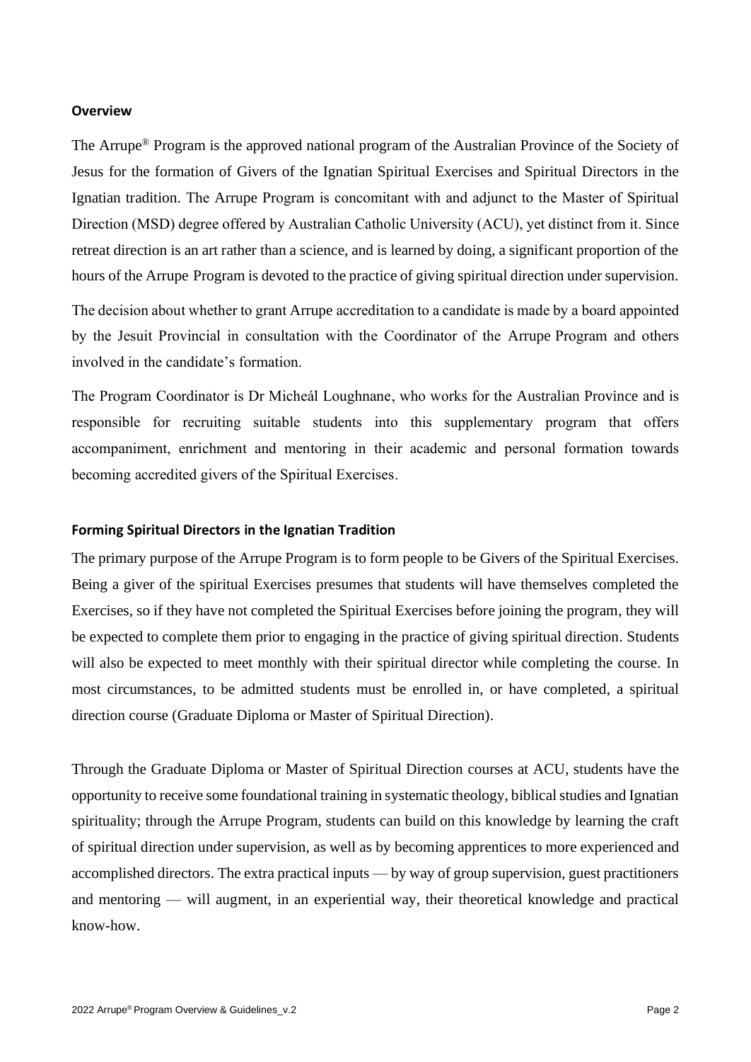## Overview

The Arrupe® Program is the approved national program of the Australian Province of the Society of Jesus for the formation of Givers of the Ignatian Spiritual Exercises and Spiritual Directors in the Ignatian tradition. The Arrupe Program is concomitant with and adjunct to the Master of Spiritual Direction (MSD) degree offered by Australian Catholic University (ACU), yet distinct from it. Since retreat direction is an art rather than a science, and is learned by doing, a significant proportion of the hours of the Arrupe Program is devoted to the practice of giving spiritual direction under supervision.

The decision about whether to grant Arrupe accreditation to a candidate is made by a board appointed by the Jesuit Provincial in consultation with the Coordinator of the Arrupe Program and others involved in the candidate's formation.

The Program Coordinator is Dr Micheál Loughnane, who works for the Australian Province and is responsible for recruiting suitable students into this supplementary program that offers accompaniment, enrichment and mentoring in their academic and personal formation towards becoming accredited givers of the Spiritual Exercises.

## Forming Spiritual Directors in the Ignatian Tradition

The primary purpose of the Arrupe Program is to form people to be Givers of the Spiritual Exercises. Being a giver of the spiritual Exercises presumes that students will have themselves completed the Exercises, so if they have not completed the Spiritual Exercises before joining the program, they will be expected to complete them prior to engaging in the practice of giving spiritual direction. Students will also be expected to meet monthly with their spiritual director while completing the course. In most circumstances, to be admitted students must be enrolled in, or have completed, a spiritual direction course (Graduate Diploma or Master of Spiritual Direction).

Through the Graduate Diploma or Master of Spiritual Direction courses at ACU, students have the opportunity to receive some foundational training in systematic theology, biblical studies and Ignatian spirituality; through the Arrupe Program, students can build on this knowledge by learning the craft of spiritual direction under supervision, as well as by becoming apprentices to more experienced and accomplished directors. The extra practical inputs — by way of group supervision, guest practitioners and mentoring — will augment, in an experiential way, their theoretical knowledge and practical know-how.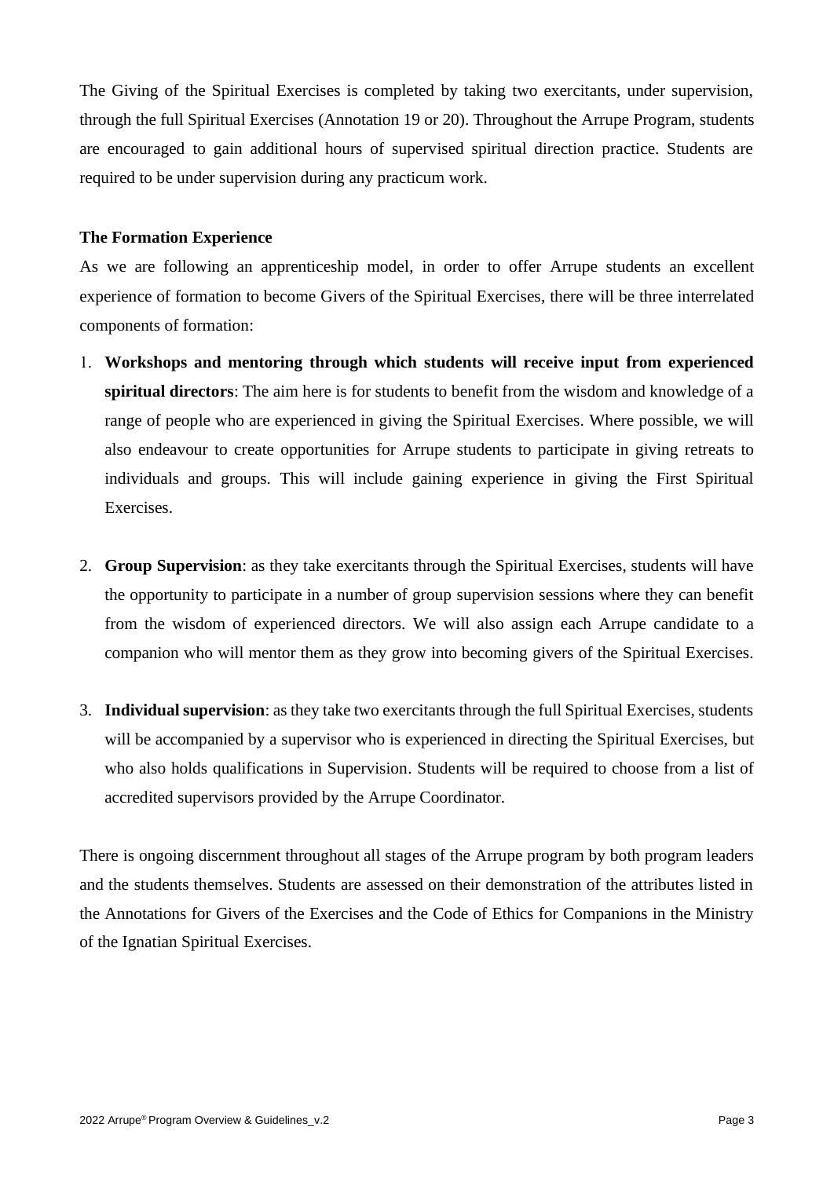The Giving of the Spiritual Exercises is completed by taking two exercitants, under supervision, through the full Spiritual Exercises (Annotation 19 or 20). Throughout the Arrupe Program, students are encouraged to gain additional hours of supervised spiritual direction practice. Students are required to be under supervision during any practicum work.

**The Formation Experience**

As we are following an apprenticeship model, in order to offer Arrupe students an excellent experience of formation to become Givers of the Spiritual Exercises, there will be three interrelated components of formation:

1. **Workshops and mentoring through which students will receive input from experienced spiritual directors**: The aim here is for students to benefit from the wisdom and knowledge of a range of people who are experienced in giving the Spiritual Exercises. Where possible, we will also endeavour to create opportunities for Arrupe students to participate in giving retreats to individuals and groups. This will include gaining experience in giving the First Spiritual Exercises.

2. **Group Supervision**: as they take exercitants through the Spiritual Exercises, students will have the opportunity to participate in a number of group supervision sessions where they can benefit from the wisdom of experienced directors. We will also assign each Arrupe candidate to a companion who will mentor them as they grow into becoming givers of the Spiritual Exercises.

3. **Individual supervision**: as they take two exercitants through the full Spiritual Exercises, students will be accompanied by a supervisor who is experienced in directing the Spiritual Exercises, but who also holds qualifications in Supervision. Students will be required to choose from a list of accredited supervisors provided by the Arrupe Coordinator.

There is ongoing discernment throughout all stages of the Arrupe program by both program leaders and the students themselves. Students are assessed on their demonstration of the attributes listed in the Annotations for Givers of the Exercises and the Code of Ethics for Companions in the Ministry of the Ignatian Spiritual Exercises.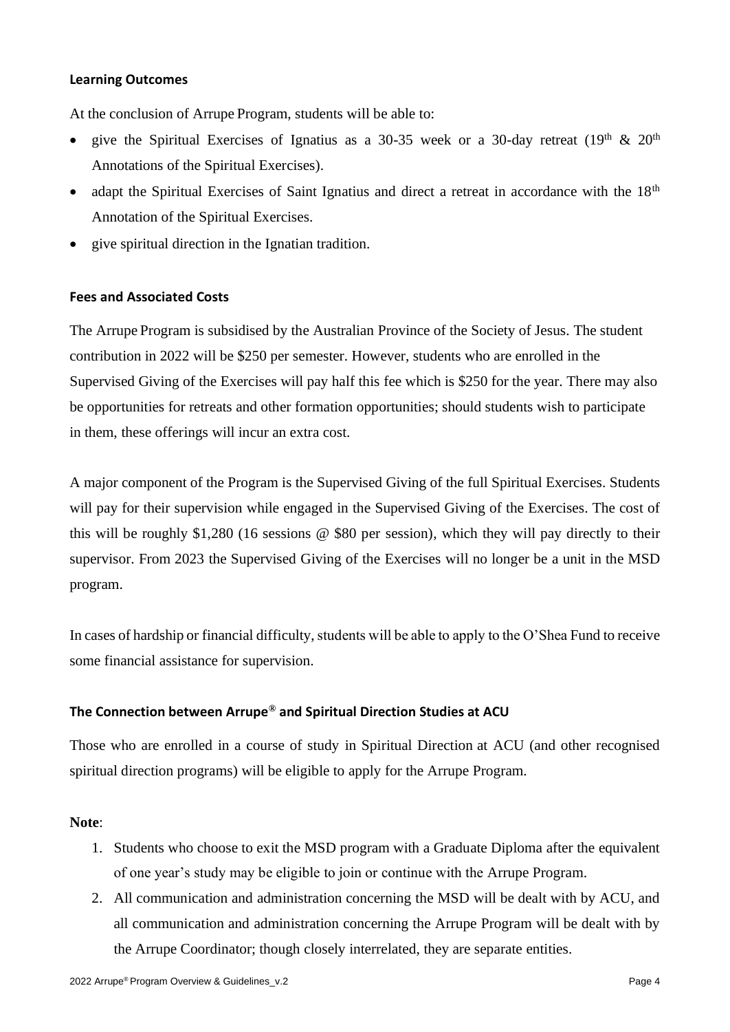### Learning Outcomes

At the conclusion of Arrupe Program, students will be able to:

- give the Spiritual Exercises of Ignatius as a 30-35 week or a 30-day retreat (19th & 20th Annotations of the Spiritual Exercises).
- adapt the Spiritual Exercises of Saint Ignatius and direct a retreat in accordance with the 18th Annotation of the Spiritual Exercises.
- give spiritual direction in the Ignatian tradition.

### Fees and Associated Costs

The Arrupe Program is subsidised by the Australian Province of the Society of Jesus. The student contribution in 2022 will be $250 per semester. However, students who are enrolled in the Supervised Giving of the Exercises will pay half this fee which is $250 for the year. There may also be opportunities for retreats and other formation opportunities; should students wish to participate in them, these offerings will incur an extra cost.

A major component of the Program is the Supervised Giving of the full Spiritual Exercises. Students will pay for their supervision while engaged in the Supervised Giving of the Exercises. The cost of this will be roughly $1,280 (16 sessions @ $80 per session), which they will pay directly to their supervisor. From 2023 the Supervised Giving of the Exercises will no longer be a unit in the MSD program.

In cases of hardship or financial difficulty, students will be able to apply to the O'Shea Fund to receive some financial assistance for supervision.

### The Connection between Arrupe® and Spiritual Direction Studies at ACU

Those who are enrolled in a course of study in Spiritual Direction at ACU (and other recognised spiritual direction programs) will be eligible to apply for the Arrupe Program.

**Note**:

1. Students who choose to exit the MSD program with a Graduate Diploma after the equivalent of one year's study may be eligible to join or continue with the Arrupe Program.
2. All communication and administration concerning the MSD will be dealt with by ACU, and all communication and administration concerning the Arrupe Program will be dealt with by the Arrupe Coordinator; though closely interrelated, they are separate entities.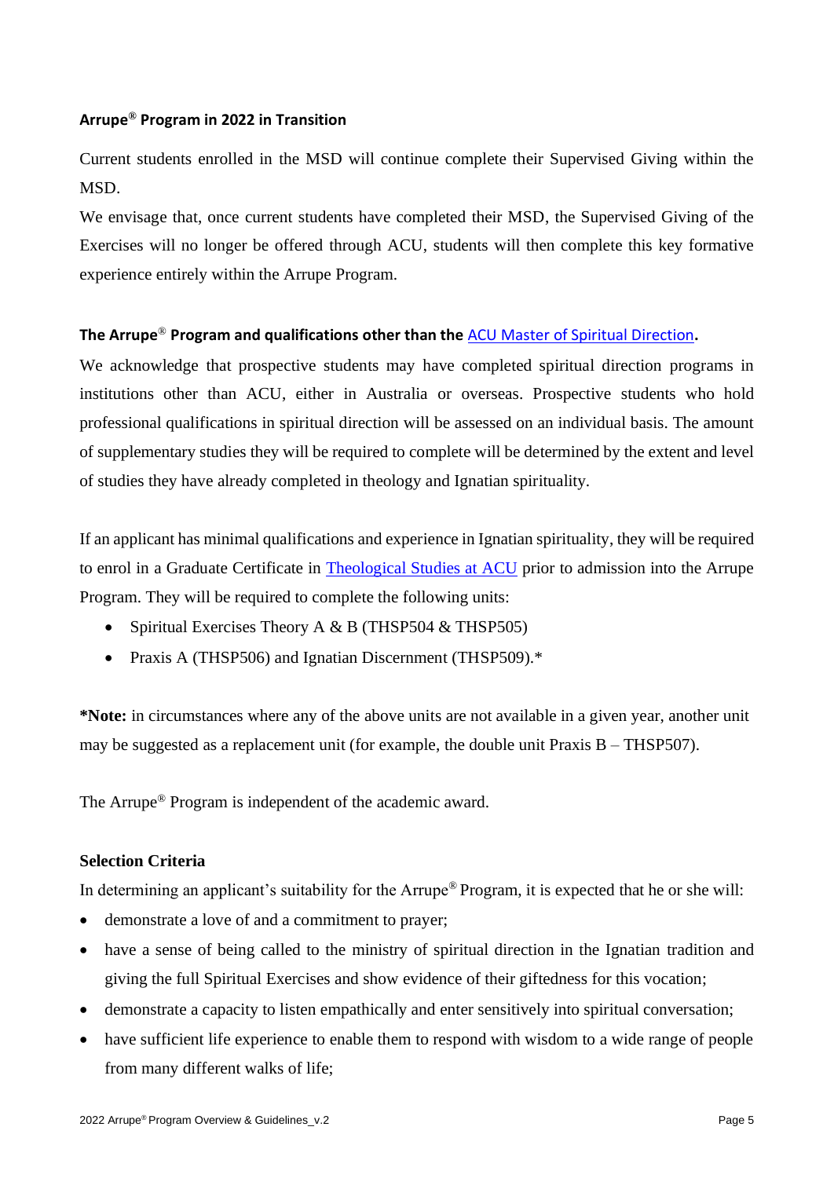#### Arrupe® Program in 2022 in Transition

Current students enrolled in the MSD will continue complete their Supervised Giving within the MSD.

We envisage that, once current students have completed their MSD, the Supervised Giving of the Exercises will no longer be offered through ACU, students will then complete this key formative experience entirely within the Arrupe Program.

#### The Arrupe® Program and qualifications other than the ACU Master of Spiritual Direction.

We acknowledge that prospective students may have completed spiritual direction programs in institutions other than ACU, either in Australia or overseas. Prospective students who hold professional qualifications in spiritual direction will be assessed on an individual basis. The amount of supplementary studies they will be required to complete will be determined by the extent and level of studies they have already completed in theology and Ignatian spirituality.

If an applicant has minimal qualifications and experience in Ignatian spirituality, they will be required to enrol in a Graduate Certificate in Theological Studies at ACU prior to admission into the Arrupe Program. They will be required to complete the following units:

- Spiritual Exercises Theory A & B (THSP504 & THSP505)
- Praxis A (THSP506) and Ignatian Discernment (THSP509).*

**\*Note:** in circumstances where any of the above units are not available in a given year, another unit may be suggested as a replacement unit (for example, the double unit Praxis B – THSP507).

The Arrupe® Program is independent of the academic award.

#### Selection Criteria

In determining an applicant's suitability for the Arrupe® Program, it is expected that he or she will:

- demonstrate a love of and a commitment to prayer;
- have a sense of being called to the ministry of spiritual direction in the Ignatian tradition and giving the full Spiritual Exercises and show evidence of their giftedness for this vocation;
- demonstrate a capacity to listen empathically and enter sensitively into spiritual conversation;
- have sufficient life experience to enable them to respond with wisdom to a wide range of people from many different walks of life;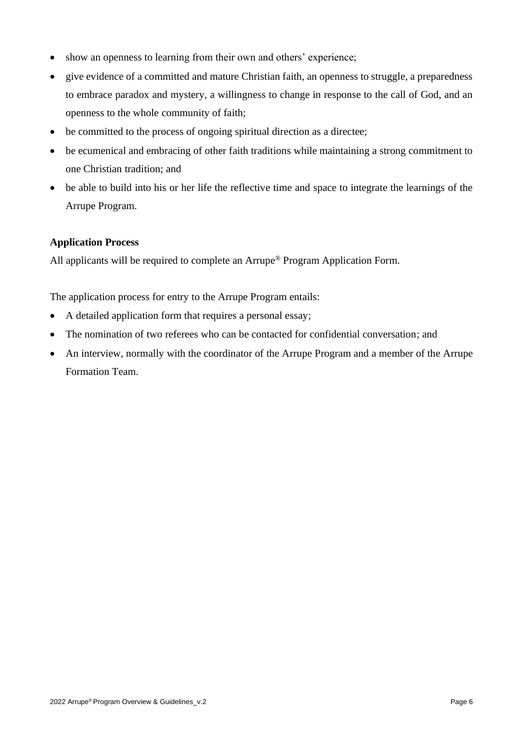- show an openness to learning from their own and others' experience;
- give evidence of a committed and mature Christian faith, an openness to struggle, a preparedness to embrace paradox and mystery, a willingness to change in response to the call of God, and an openness to the whole community of faith;
- be committed to the process of ongoing spiritual direction as a directee;
- be ecumenical and embracing of other faith traditions while maintaining a strong commitment to one Christian tradition; and
- be able to build into his or her life the reflective time and space to integrate the learnings of the Arrupe Program.

**Application Process**

All applicants will be required to complete an Arrupe® Program Application Form.

The application process for entry to the Arrupe Program entails:

- A detailed application form that requires a personal essay;
- The nomination of two referees who can be contacted for confidential conversation; and
- An interview, normally with the coordinator of the Arrupe Program and a member of the Arrupe Formation Team.